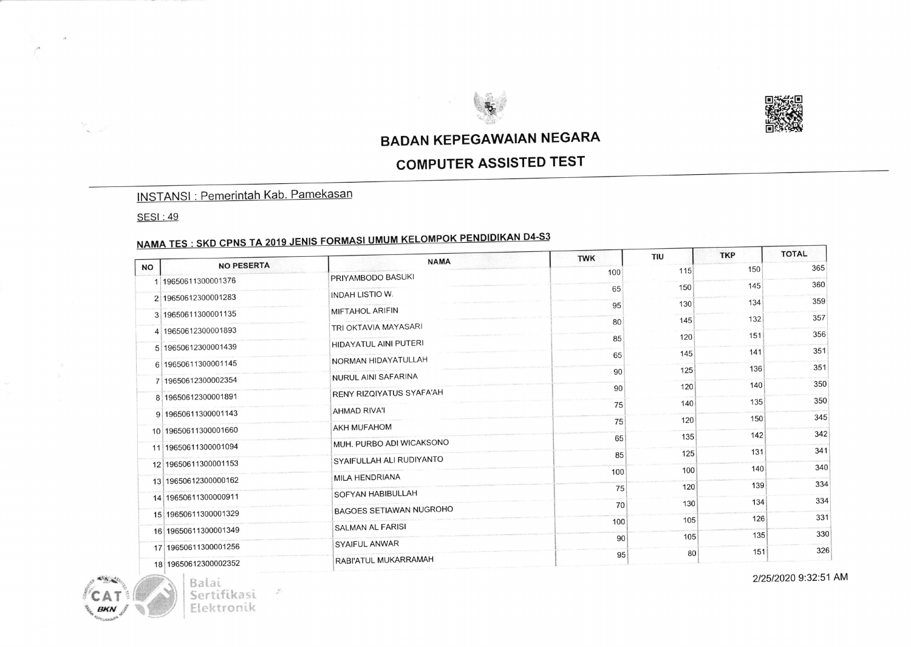# BADAN KEPEGAWAIAN NEGARA

## COMPUTER ASSISTED TEST

INSTANSI : Pemerintah Kab. Pamekasan

SESI : 49

NAMA TES : SKD CPNS TA 2019 JENIS FORMASI UMUM KELOMPOK PENDIDIKAN D4-S3

| NO | NO PESERTA | NAMA | TWK | TIU | TKP | TOTAL |
|---|---|---|---|---|---|---|
| 1 | 19650611300001376 | PRIYAMBODO BASUKI | 100 | 115 | 150 | 365 |
| 2 | 19650612300001283 | INDAH LISTIO W. | 65 | 150 | 145 | 360 |
| 3 | 19650611300001135 | MIFTAHOL ARIFIN | 95 | 130 | 134 | 359 |
| 4 | 19650612300001893 | TRI OKTAVIA MAYASARI | 80 | 145 | 132 | 357 |
| 5 | 19650612300001439 | HIDAYATUL AINI PUTERI | 85 | 120 | 151 | 356 |
| 6 | 19650611300001145 | NORMAN HIDAYATULLAH | 65 | 145 | 141 | 351 |
| 7 | 19650612300002354 | NURUL AINI SAFARINA | 90 | 125 | 136 | 351 |
| 8 | 19650612300001891 | RENY RIZQIYATUS SYAFA'AH | 90 | 120 | 140 | 350 |
| 9 | 19650611300001143 | AHMAD RIVA'I | 75 | 140 | 135 | 350 |
| 10 | 19650611300001660 | AKH MUFAHOM | 75 | 120 | 150 | 345 |
| 11 | 19650611300001094 | MUH. PURBO ADI WICAKSONO | 65 | 135 | 142 | 342 |
| 12 | 19650611300001153 | SYAIFULLAH ALI RUDIYANTO | 85 | 125 | 131 | 341 |
| 13 | 19650612300000162 | MILA HENDRIANA | 100 | 100 | 140 | 340 |
| 14 | 19650611300000911 | SOFYAN HABIBULLAH | 75 | 120 | 139 | 334 |
| 15 | 19650611300001329 | BAGOES SETIAWAN NUGROHO | 70 | 130 | 134 | 334 |
| 16 | 19650611300001349 | SALMAN AL FARISI | 100 | 105 | 126 | 331 |
| 17 | 19650611300001256 | SYAIFUL ANWAR | 90 | 105 | 135 | 330 |
| 18 | 19650612300002352 | RABI'ATUL MUKARRAMAH | 95 | 80 | 151 | 326 |

Balai Sertifikasi Elektronik

2/25/2020 9:32:51 AM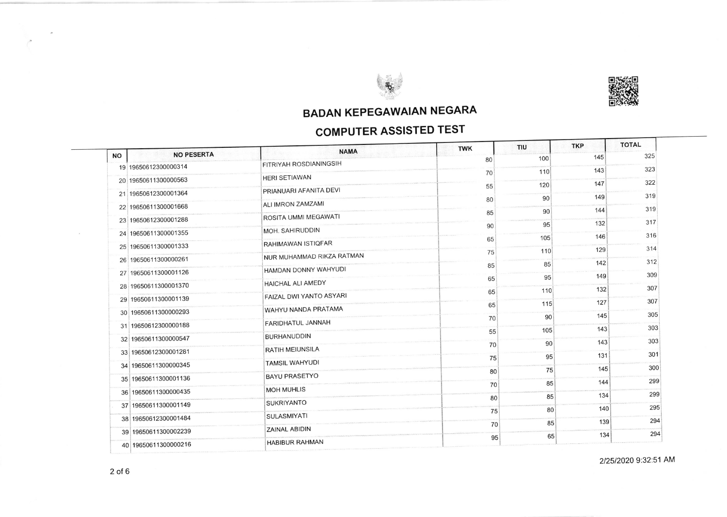# BADAN KEPEGAWAIAN NEGARA

## COMPUTER ASSISTED TEST

| NO | NO PESERTA | NAMA | TWK | TIU | TKP | TOTAL |
|---|---|---|---|---|---|---|
| 19 | 19650612300000314 | FITRIYAH ROSDIANINGSIH | 80 | 100 | 145 | 325 |
| 20 | 19650611300000563 | HERI SETIAWAN | 70 | 110 | 143 | 323 |
| 21 | 19650612300001364 | PRIANUARI AFANITA DEVI | 55 | 120 | 147 | 322 |
| 22 | 19650611300001668 | ALI IMRON ZAMZAMI | 80 | 90 | 149 | 319 |
| 23 | 19650612300001288 | ROSITA UMMI MEGAWATI | 85 | 90 | 144 | 319 |
| 24 | 19650611300001355 | MOH. SAHIRUDDIN | 90 | 95 | 132 | 317 |
| 25 | 19650611300001333 | RAHIMAWAN ISTIQFAR | 65 | 105 | 146 | 316 |
| 26 | 19650611300000261 | NUR MUHAMMAD RIKZA RATMAN | 75 | 110 | 129 | 314 |
| 27 | 19650611300001126 | HAMDAN DONNY WAHYUDI | 85 | 85 | 142 | 312 |
| 28 | 19650611300001370 | HAICHAL ALI AMEDY | 65 | 95 | 149 | 309 |
| 29 | 19650611300001139 | FAIZAL DWI YANTO ASYARI | 65 | 110 | 132 | 307 |
| 30 | 19650611300000293 | WAHYU NANDA PRATAMA | 65 | 115 | 127 | 307 |
| 31 | 19650612300000188 | FARIDHATUL JANNAH | 70 | 90 | 145 | 305 |
| 32 | 19650611300000547 | BURHANUDDIN | 55 | 105 | 143 | 303 |
| 33 | 19650612300001281 | RATIH MEIUNSILA | 70 | 90 | 143 | 303 |
| 34 | 19650611300000345 | TAMSIL WAHYUDI | 75 | 95 | 131 | 301 |
| 35 | 19650611300001136 | BAYU PRASETYO | 80 | 75 | 145 | 300 |
| 36 | 19650611300000435 | MOH MUHLIS | 70 | 85 | 144 | 299 |
| 37 | 19650611300001149 | SUKRIYANTO | 80 | 85 | 134 | 299 |
| 38 | 19650612300001484 | SULASMIYATI | 75 | 80 | 140 | 295 |
| 39 | 19650611300002239 | ZAINAL ABIDIN | 70 | 85 | 139 | 294 |
| 40 | 19650611300000216 | HABIBUR RAHMAN | 95 | 65 | 134 | 294 |